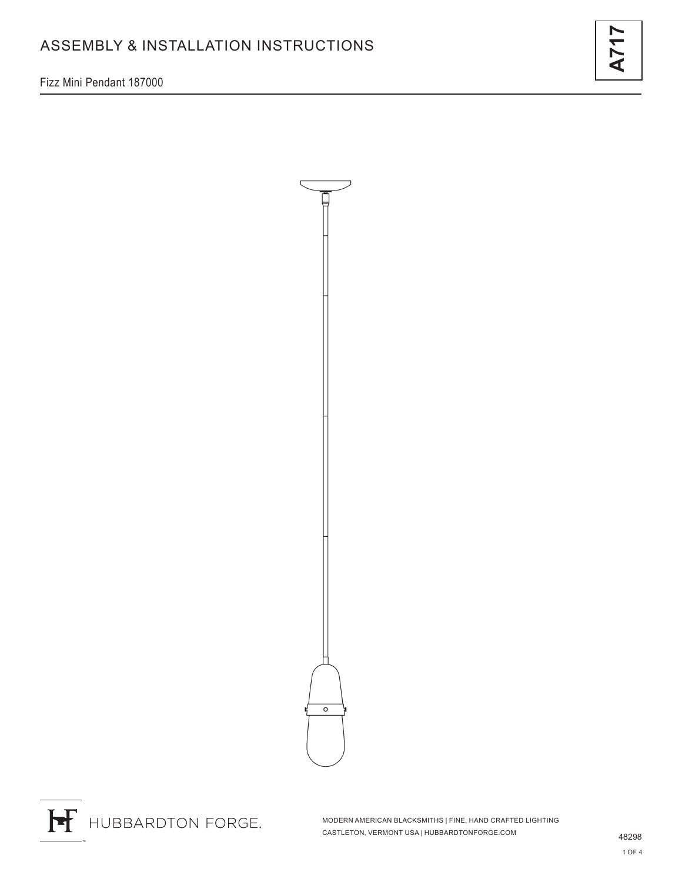# ASSEMBLY & INSTALLATION INSTRUCTIONS

A717

Fizz Mini Pendant 187000

HUBBARDTON FORGE.

MODERN AMERICAN BLACKSMITHS | FINE, HAND CRAFTED LIGHTING
CASTLETON, VERMONT USA | HUBBARDTONFORGE.COM

48298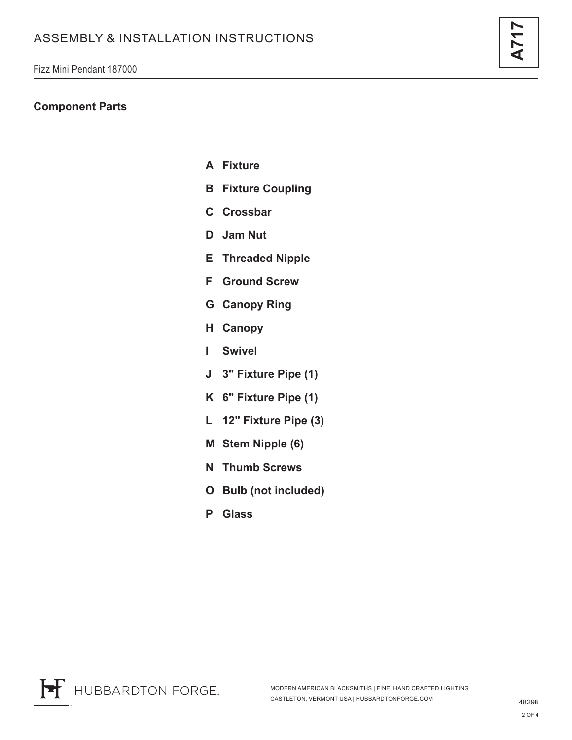# ASSEMBLY & INSTALLATION INSTRUCTIONS

Fizz Mini Pendant 187000

A717

## Component Parts

- **A Fixture**
- **B Fixture Coupling**
- **C Crossbar**
- **D Jam Nut**
- **E Threaded Nipple**
- **F Ground Screw**
- **G Canopy Ring**
- **H Canopy**
- **I Swivel**
- **J 3" Fixture Pipe (1)**
- **K 6" Fixture Pipe (1)**
- **L 12" Fixture Pipe (3)**
- **M Stem Nipple (6)**
- **N Thumb Screws**
- **O Bulb (not included)**
- **P Glass**

HUBBARDTON FORGE.

MODERN AMERICAN BLACKSMITHS | FINE, HAND CRAFTED LIGHTING
CASTLETON, VERMONT USA | HUBBARDTONFORGE.COM

48298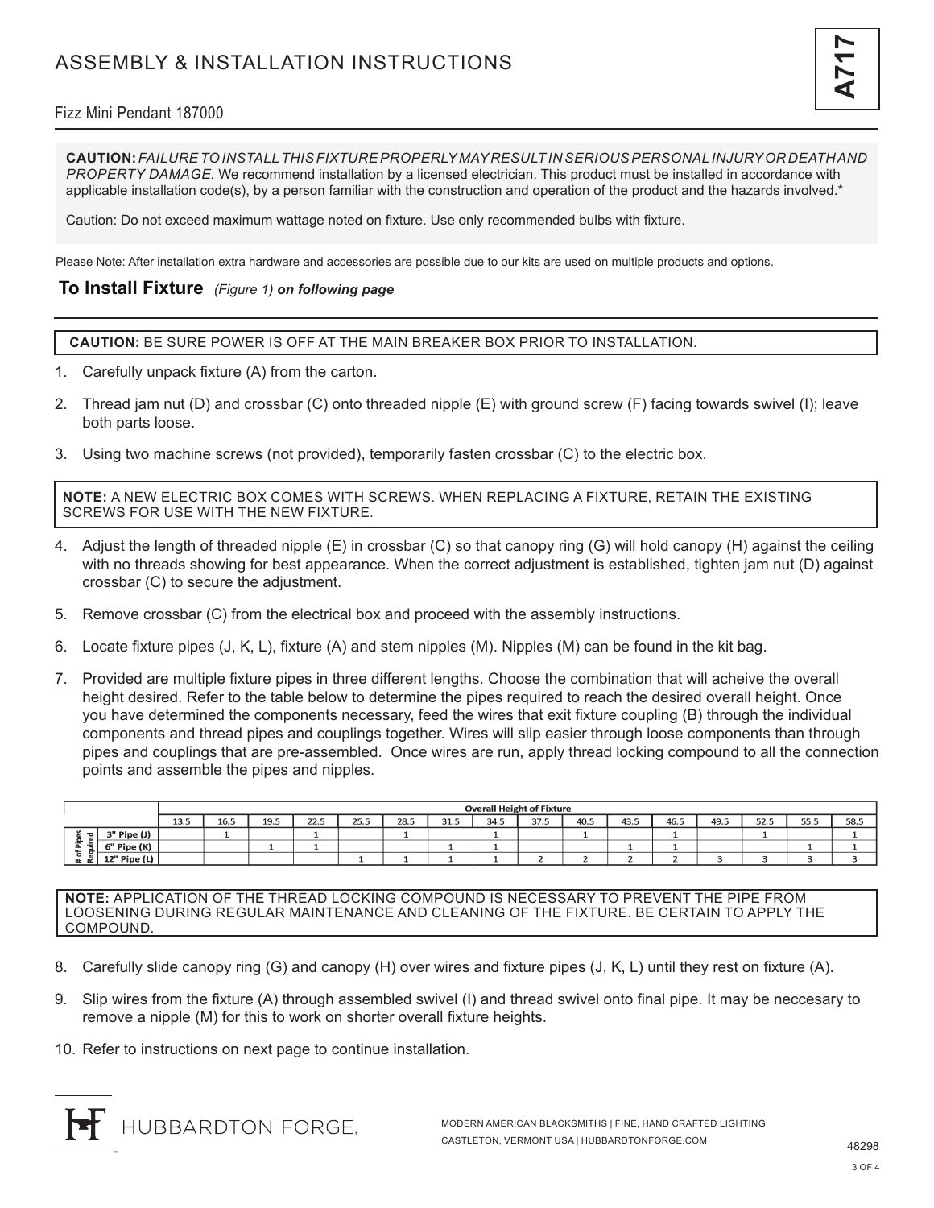# ASSEMBLY & INSTALLATION INSTRUCTIONS

**A717**

Fizz Mini Pendant 187000

**CAUTION:** *FAILURE TO INSTALL THIS FIXTURE PROPERLY MAY RESULT IN SERIOUS PERSONAL INJURY OR DEATH AND PROPERTY DAMAGE.* We recommend installation by a licensed electrician. This product must be installed in accordance with applicable installation code(s), by a person familiar with the construction and operation of the product and the hazards involved.*

Caution: Do not exceed maximum wattage noted on fixture. Use only recommended bulbs with fixture.

Please Note: After installation extra hardware and accessories are possible due to our kits are used on multiple products and options.

## To Install Fixture *(Figure 1)* ***on following page***

**CAUTION:** BE SURE POWER IS OFF AT THE MAIN BREAKER BOX PRIOR TO INSTALLATION.

1. Carefully unpack fixture (A) from the carton.
2. Thread jam nut (D) and crossbar (C) onto threaded nipple (E) with ground screw (F) facing towards swivel (I); leave both parts loose.
3. Using two machine screws (not provided), temporarily fasten crossbar (C) to the electric box.

**NOTE:** A NEW ELECTRIC BOX COMES WITH SCREWS. WHEN REPLACING A FIXTURE, RETAIN THE EXISTING SCREWS FOR USE WITH THE NEW FIXTURE.

4. Adjust the length of threaded nipple (E) in crossbar (C) so that canopy ring (G) will hold canopy (H) against the ceiling with no threads showing for best appearance. When the correct adjustment is established, tighten jam nut (D) against crossbar (C) to secure the adjustment.
5. Remove crossbar (C) from the electrical box and proceed with the assembly instructions.
6. Locate fixture pipes (J, K, L), fixture (A) and stem nipples (M). Nipples (M) can be found in the kit bag.
7. Provided are multiple fixture pipes in three different lengths. Choose the combination that will acheive the overall height desired. Refer to the table below to determine the pipes required to reach the desired overall height. Once you have determined the components necessary, feed the wires that exit fixture coupling (B) through the individual components and thread pipes and couplings together. Wires will slip easier through loose components than through pipes and couplings that are pre-assembled. Once wires are run, apply thread locking compound to all the connection points and assemble the pipes and nipples.

| | | Overall Height of Fixture | | | | | | | | | | | | | | | |
|---|---|---|---|---|---|---|---|---|---|---|---|---|---|---|---|---|---|
| | | 13.5 | 16.5 | 19.5 | 22.5 | 25.5 | 28.5 | 31.5 | 34.5 | 37.5 | 40.5 | 43.5 | 46.5 | 49.5 | 52.5 | 55.5 | 58.5 |
| # of Pipes Required | 3" Pipe (J) | | 1 | | 1 | | 1 | | 1 | | 1 | | 1 | | 1 | | 1 |
| | 6" Pipe (K) | | | 1 | 1 | | | 1 | 1 | | | 1 | 1 | | | 1 | 1 |
| | 12" Pipe (L) | | | | | 1 | 1 | 1 | 1 | 2 | 2 | 2 | 2 | 3 | 3 | 3 | 3 |

**NOTE:** APPLICATION OF THE THREAD LOCKING COMPOUND IS NECESSARY TO PREVENT THE PIPE FROM LOOSENING DURING REGULAR MAINTENANCE AND CLEANING OF THE FIXTURE. BE CERTAIN TO APPLY THE COMPOUND.

8. Carefully slide canopy ring (G) and canopy (H) over wires and fixture pipes (J, K, L) until they rest on fixture (A).
9. Slip wires from the fixture (A) through assembled swivel (I) and thread swivel onto final pipe. It may be neccesary to remove a nipple (M) for this to work on shorter overall fixture heights.
10. Refer to instructions on next page to continue installation.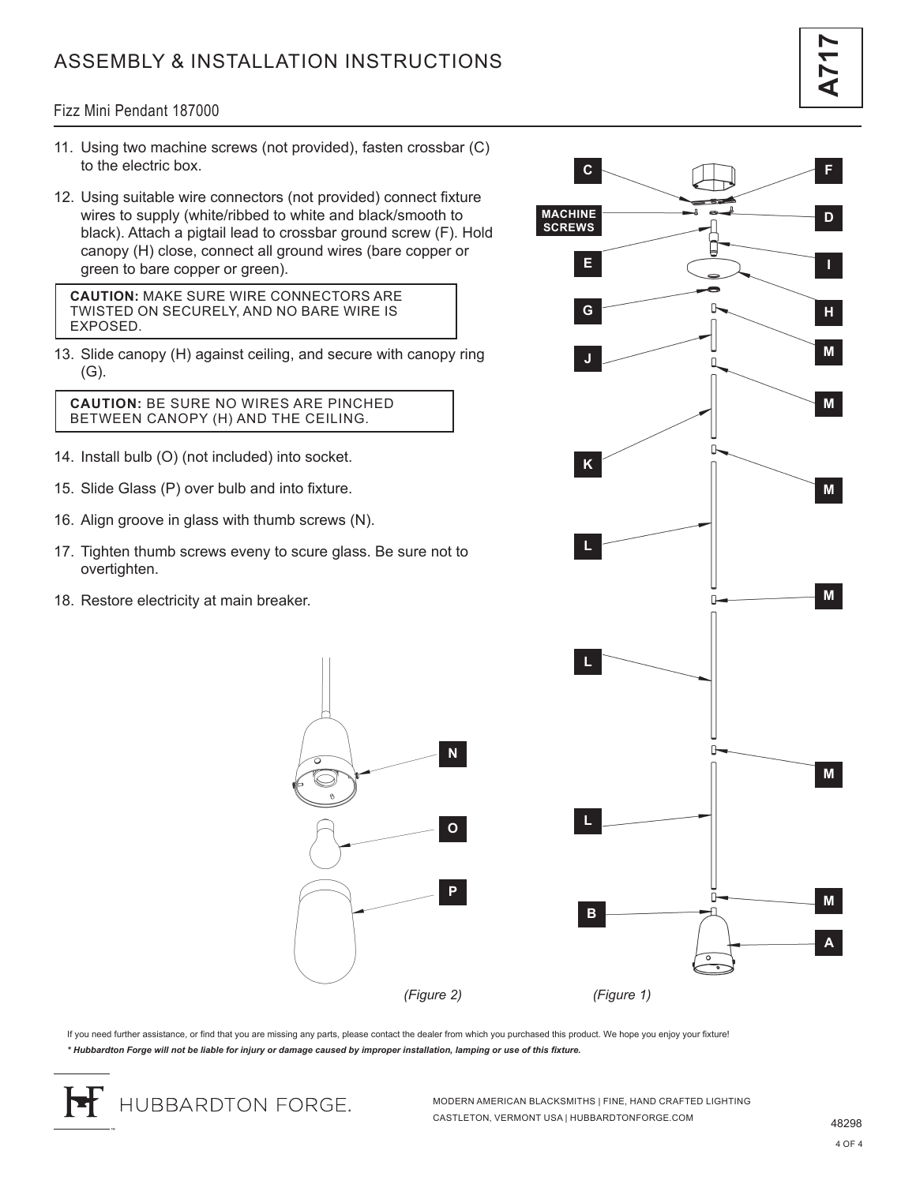# ASSEMBLY & INSTALLATION INSTRUCTIONS

A717

Fizz Mini Pendant 187000

11. Using two machine screws (not provided), fasten crossbar (C) to the electric box.
12. Using suitable wire connectors (not provided) connect fixture wires to supply (white/ribbed to white and black/smooth to black). Attach a pigtail lead to crossbar ground screw (F). Hold canopy (H) close, connect all ground wires (bare copper or green to bare copper or green).

**CAUTION:** MAKE SURE WIRE CONNECTORS ARE TWISTED ON SECURELY, AND NO BARE WIRE IS EXPOSED.

13. Slide canopy (H) against ceiling, and secure with canopy ring (G).

**CAUTION:** BE SURE NO WIRES ARE PINCHED BETWEEN CANOPY (H) AND THE CEILING.

14. Install bulb (O) (not included) into socket.
15. Slide Glass (P) over bulb and into fixture.
16. Align groove in glass with thumb screws (N).
17. Tighten thumb screws eveny to scure glass. Be sure not to overtighten.
18. Restore electricity at main breaker.

C
F
MACHINE SCREWS
D
E
I
G
H
J
M
M
K
M
L
M
L
M
L
M
B
A

N
O
P

*(Figure 2)*

*(Figure 1)*

If you need further assistance, or find that you are missing any parts, please contact the dealer from which you purchased this product. We hope you enjoy your fixture!

***\* Hubbardton Forge will not be liable for injury or damage caused by improper installation, lamping or use of this fixture.***

HUBBARDTON FORGE.

MODERN AMERICAN BLACKSMITHS | FINE, HAND CRAFTED LIGHTING
CASTLETON, VERMONT USA | HUBBARDTONFORGE.COM

48298